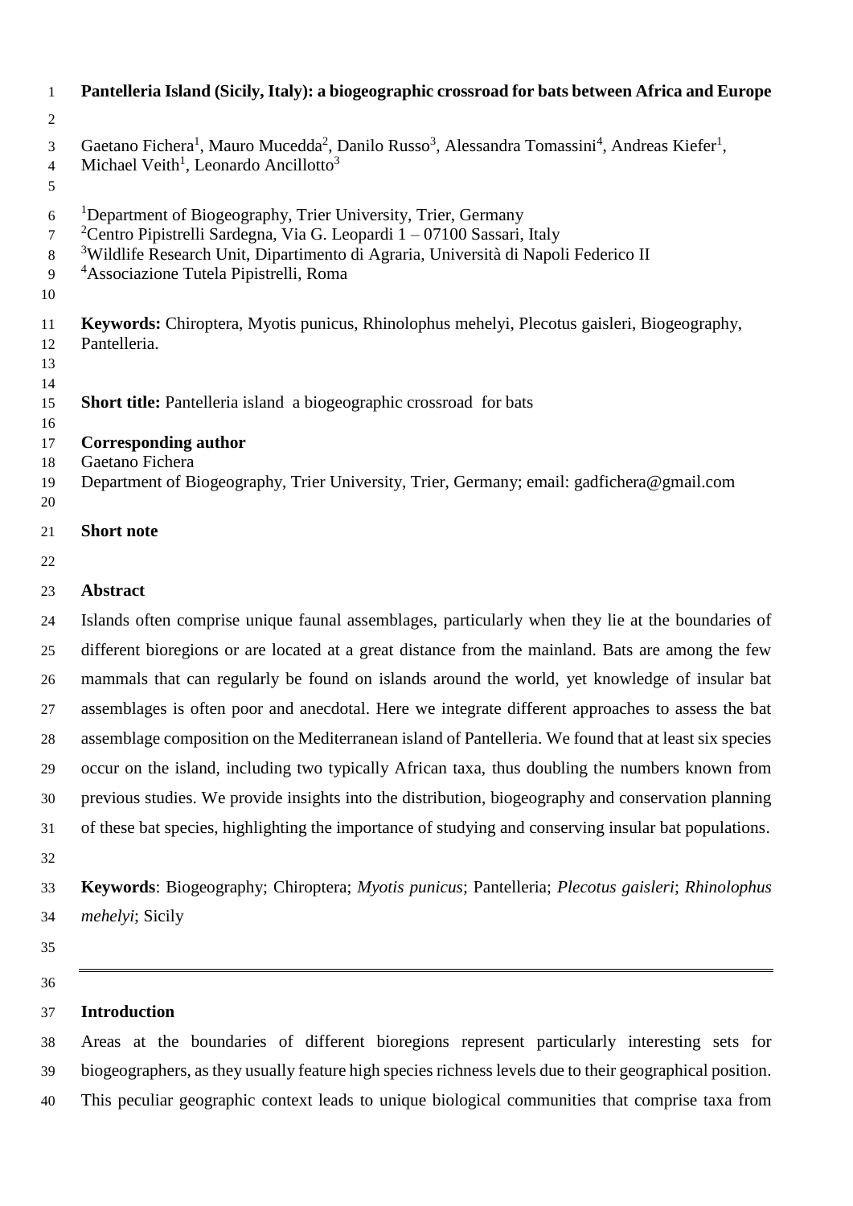# Pantelleria Island (Sicily, Italy): a biogeographic crossroad for bats between Africa and Europe

Gaetano Fichera[1], Mauro Mucedda[2], Danilo Russo[3], Alessandra Tomassini[4], Andreas Kiefer[1], Michael Veith[1], Leonardo Ancillotto[3]

[1]Department of Biogeography, Trier University, Trier, Germany
[2]Centro Pipistrelli Sardegna, Via G. Leopardi 1 – 07100 Sassari, Italy
[3]Wildlife Research Unit, Dipartimento di Agraria, Università di Napoli Federico II
[4]Associazione Tutela Pipistrelli, Roma

**Keywords:** Chiroptera, Myotis punicus, Rhinolophus mehelyi, Plecotus gaisleri, Biogeography, Pantelleria.

**Short title:** Pantelleria island a biogeographic crossroad for bats

**Corresponding author**
Gaetano Fichera
Department of Biogeography, Trier University, Trier, Germany; email: gadfichera@gmail.com

**Short note**

## Abstract

Islands often comprise unique faunal assemblages, particularly when they lie at the boundaries of different bioregions or are located at a great distance from the mainland. Bats are among the few mammals that can regularly be found on islands around the world, yet knowledge of insular bat assemblages is often poor and anecdotal. Here we integrate different approaches to assess the bat assemblage composition on the Mediterranean island of Pantelleria. We found that at least six species occur on the island, including two typically African taxa, thus doubling the numbers known from previous studies. We provide insights into the distribution, biogeography and conservation planning of these bat species, highlighting the importance of studying and conserving insular bat populations.

**Keywords**: Biogeography; Chiroptera; *Myotis punicus*; Pantelleria; *Plecotus gaisleri*; *Rhinolophus mehelyi*; Sicily

---

## Introduction

Areas at the boundaries of different bioregions represent particularly interesting sets for biogeographers, as they usually feature high species richness levels due to their geographical position. This peculiar geographic context leads to unique biological communities that comprise taxa from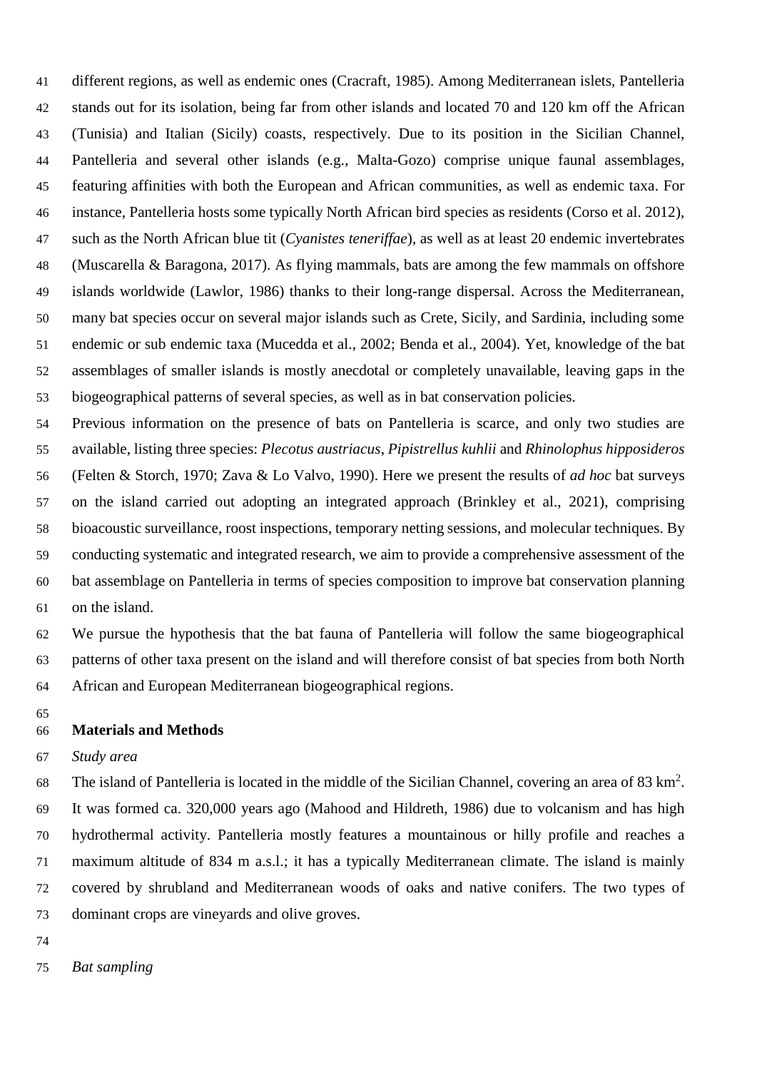different regions, as well as endemic ones (Cracraft, 1985). Among Mediterranean islets, Pantelleria stands out for its isolation, being far from other islands and located 70 and 120 km off the African (Tunisia) and Italian (Sicily) coasts, respectively. Due to its position in the Sicilian Channel, Pantelleria and several other islands (e.g., Malta-Gozo) comprise unique faunal assemblages, featuring affinities with both the European and African communities, as well as endemic taxa. For instance, Pantelleria hosts some typically North African bird species as residents (Corso et al. 2012), such as the North African blue tit (*Cyanistes teneriffae*), as well as at least 20 endemic invertebrates (Muscarella & Baragona, 2017). As flying mammals, bats are among the few mammals on offshore islands worldwide (Lawlor, 1986) thanks to their long-range dispersal. Across the Mediterranean, many bat species occur on several major islands such as Crete, Sicily, and Sardinia, including some endemic or sub endemic taxa (Mucedda et al., 2002; Benda et al., 2004). Yet, knowledge of the bat assemblages of smaller islands is mostly anecdotal or completely unavailable, leaving gaps in the biogeographical patterns of several species, as well as in bat conservation policies.

Previous information on the presence of bats on Pantelleria is scarce, and only two studies are available, listing three species: *Plecotus austriacus*, *Pipistrellus kuhlii* and *Rhinolophus hipposideros* (Felten & Storch, 1970; Zava & Lo Valvo, 1990). Here we present the results of *ad hoc* bat surveys on the island carried out adopting an integrated approach (Brinkley et al., 2021), comprising bioacoustic surveillance, roost inspections, temporary netting sessions, and molecular techniques. By conducting systematic and integrated research, we aim to provide a comprehensive assessment of the bat assemblage on Pantelleria in terms of species composition to improve bat conservation planning on the island.

We pursue the hypothesis that the bat fauna of Pantelleria will follow the same biogeographical patterns of other taxa present on the island and will therefore consist of bat species from both North African and European Mediterranean biogeographical regions.

## Materials and Methods

*Study area*

The island of Pantelleria is located in the middle of the Sicilian Channel, covering an area of 83 km$^2$. It was formed ca. 320,000 years ago (Mahood and Hildreth, 1986) due to volcanism and has high hydrothermal activity. Pantelleria mostly features a mountainous or hilly profile and reaches a maximum altitude of 834 m a.s.l.; it has a typically Mediterranean climate. The island is mainly covered by shrubland and Mediterranean woods of oaks and native conifers. The two types of dominant crops are vineyards and olive groves.

*Bat sampling*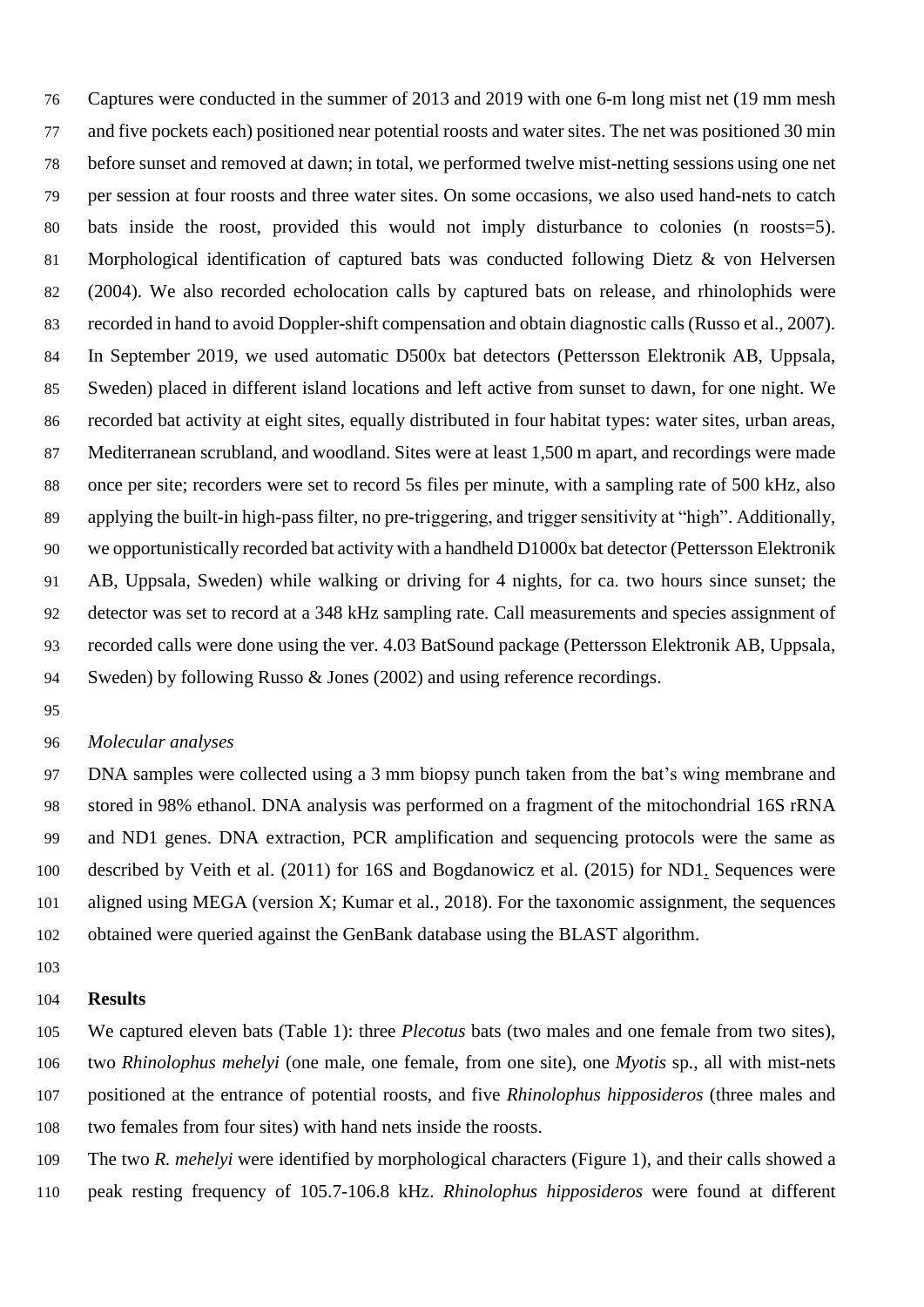Captures were conducted in the summer of 2013 and 2019 with one 6-m long mist net (19 mm mesh and five pockets each) positioned near potential roosts and water sites. The net was positioned 30 min before sunset and removed at dawn; in total, we performed twelve mist-netting sessions using one net per session at four roosts and three water sites. On some occasions, we also used hand-nets to catch bats inside the roost, provided this would not imply disturbance to colonies (n roosts=5). Morphological identification of captured bats was conducted following Dietz & von Helversen (2004). We also recorded echolocation calls by captured bats on release, and rhinolophids were recorded in hand to avoid Doppler-shift compensation and obtain diagnostic calls (Russo et al., 2007). In September 2019, we used automatic D500x bat detectors (Pettersson Elektronik AB, Uppsala, Sweden) placed in different island locations and left active from sunset to dawn, for one night. We recorded bat activity at eight sites, equally distributed in four habitat types: water sites, urban areas, Mediterranean scrubland, and woodland. Sites were at least 1,500 m apart, and recordings were made once per site; recorders were set to record 5s files per minute, with a sampling rate of 500 kHz, also applying the built-in high-pass filter, no pre-triggering, and trigger sensitivity at "high". Additionally, we opportunistically recorded bat activity with a handheld D1000x bat detector (Pettersson Elektronik AB, Uppsala, Sweden) while walking or driving for 4 nights, for ca. two hours since sunset; the detector was set to record at a 348 kHz sampling rate. Call measurements and species assignment of recorded calls were done using the ver. 4.03 BatSound package (Pettersson Elektronik AB, Uppsala, Sweden) by following Russo & Jones (2002) and using reference recordings.

*Molecular analyses*

DNA samples were collected using a 3 mm biopsy punch taken from the bat's wing membrane and stored in 98% ethanol. DNA analysis was performed on a fragment of the mitochondrial 16S rRNA and ND1 genes. DNA extraction, PCR amplification and sequencing protocols were the same as described by Veith et al. (2011) for 16S and Bogdanowicz et al. (2015) for ND1. Sequences were aligned using MEGA (version X; Kumar et al., 2018). For the taxonomic assignment, the sequences obtained were queried against the GenBank database using the BLAST algorithm.

## Results

We captured eleven bats (Table 1): three *Plecotus* bats (two males and one female from two sites), two *Rhinolophus mehelyi* (one male, one female, from one site), one *Myotis* sp., all with mist-nets positioned at the entrance of potential roosts, and five *Rhinolophus hipposideros* (three males and two females from four sites) with hand nets inside the roosts.

The two *R. mehelyi* were identified by morphological characters (Figure 1), and their calls showed a peak resting frequency of 105.7-106.8 kHz. *Rhinolophus hipposideros* were found at different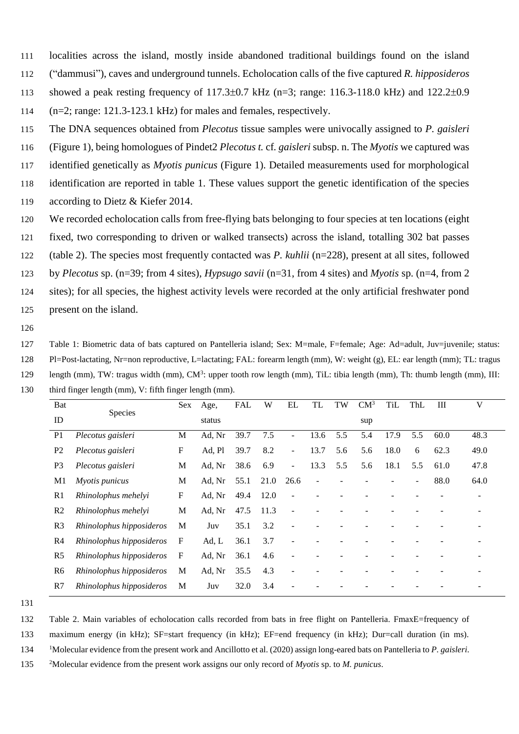localities across the island, mostly inside abandoned traditional buildings found on the island ("dammusi"), caves and underground tunnels. Echolocation calls of the five captured *R. hipposideros* showed a peak resting frequency of 117.3±0.7 kHz (n=3; range: 116.3-118.0 kHz) and 122.2±0.9 (n=2; range: 121.3-123.1 kHz) for males and females, respectively.

The DNA sequences obtained from *Plecotus* tissue samples were univocally assigned to *P. gaisleri* (Figure 1), being homologues of Pindet2 *Plecotus t.* cf. *gaisleri* subsp. n. The *Myotis* we captured was identified genetically as *Myotis punicus* (Figure 1). Detailed measurements used for morphological identification are reported in table 1. These values support the genetic identification of the species according to Dietz & Kiefer 2014.

We recorded echolocation calls from free-flying bats belonging to four species at ten locations (eight fixed, two corresponding to driven or walked transects) across the island, totalling 302 bat passes (table 2). The species most frequently contacted was *P. kuhlii* (n=228), present at all sites, followed by *Plecotus* sp. (n=39; from 4 sites), *Hypsugo savii* (n=31, from 4 sites) and *Myotis* sp. (n=4, from 2 sites); for all species, the highest activity levels were recorded at the only artificial freshwater pond present on the island.

Table 1: Biometric data of bats captured on Pantelleria island; Sex: M=male, F=female; Age: Ad=adult, Juv=juvenile; status: Pl=Post-lactating, Nr=non reproductive, L=lactating; FAL: forearm length (mm), W: weight (g), EL: ear length (mm); TL: tragus length (mm), TW: tragus width (mm), $CM^3$: upper tooth row length (mm), TiL: tibia length (mm), Th: thumb length (mm), III: third finger length (mm), V: fifth finger length (mm).

| Bat ID | Species | Sex | Age, status | FAL | W | EL | TL | TW | $CM^3$ sup | TiL | ThL | III | V |
|---|---|---|---|---|---|---|---|---|---|---|---|---|---|
| P1 | *Plecotus gaisleri* | M | Ad, Nr | 39.7 | 7.5 | - | 13.6 | 5.5 | 5.4 | 17.9 | 5.5 | 60.0 | 48.3 |
| P2 | *Plecotus gaisleri* | F | Ad, Pl | 39.7 | 8.2 | - | 13.7 | 5.6 | 5.6 | 18.0 | 6 | 62.3 | 49.0 |
| P3 | *Plecotus gaisleri* | M | Ad, Nr | 38.6 | 6.9 | - | 13.3 | 5.5 | 5.6 | 18.1 | 5.5 | 61.0 | 47.8 |
| M1 | *Myotis punicus* | M | Ad, Nr | 55.1 | 21.0 | 26.6 | - | - | - | - | - | 88.0 | 64.0 |
| R1 | *Rhinolophus mehelyi* | F | Ad, Nr | 49.4 | 12.0 | - | - | - | - | - | - | - | - |
| R2 | *Rhinolophus mehelyi* | M | Ad, Nr | 47.5 | 11.3 | - | - | - | - | - | - | - | - |
| R3 | *Rhinolophus hipposideros* | M | Juv | 35.1 | 3.2 | - | - | - | - | - | - | - | - |
| R4 | *Rhinolophus hipposideros* | F | Ad, L | 36.1 | 3.7 | - | - | - | - | - | - | - | - |
| R5 | *Rhinolophus hipposideros* | F | Ad, Nr | 36.1 | 4.6 | - | - | - | - | - | - | - | - |
| R6 | *Rhinolophus hipposideros* | M | Ad, Nr | 35.5 | 4.3 | - | - | - | - | - | - | - | - |
| R7 | *Rhinolophus hipposideros* | M | Juv | 32.0 | 3.4 | - | - | - | - | - | - | - | - |

Table 2. Main variables of echolocation calls recorded from bats in free flight on Pantelleria. FmaxE=frequency of maximum energy (in kHz); SF=start frequency (in kHz); EF=end frequency (in kHz); Dur=call duration (in ms).
[1]Molecular evidence from the present work and Ancillotto et al. (2020) assign long-eared bats on Pantelleria to *P. gaisleri*.
[2]Molecular evidence from the present work assigns our only record of *Myotis* sp. to *M. punicus*.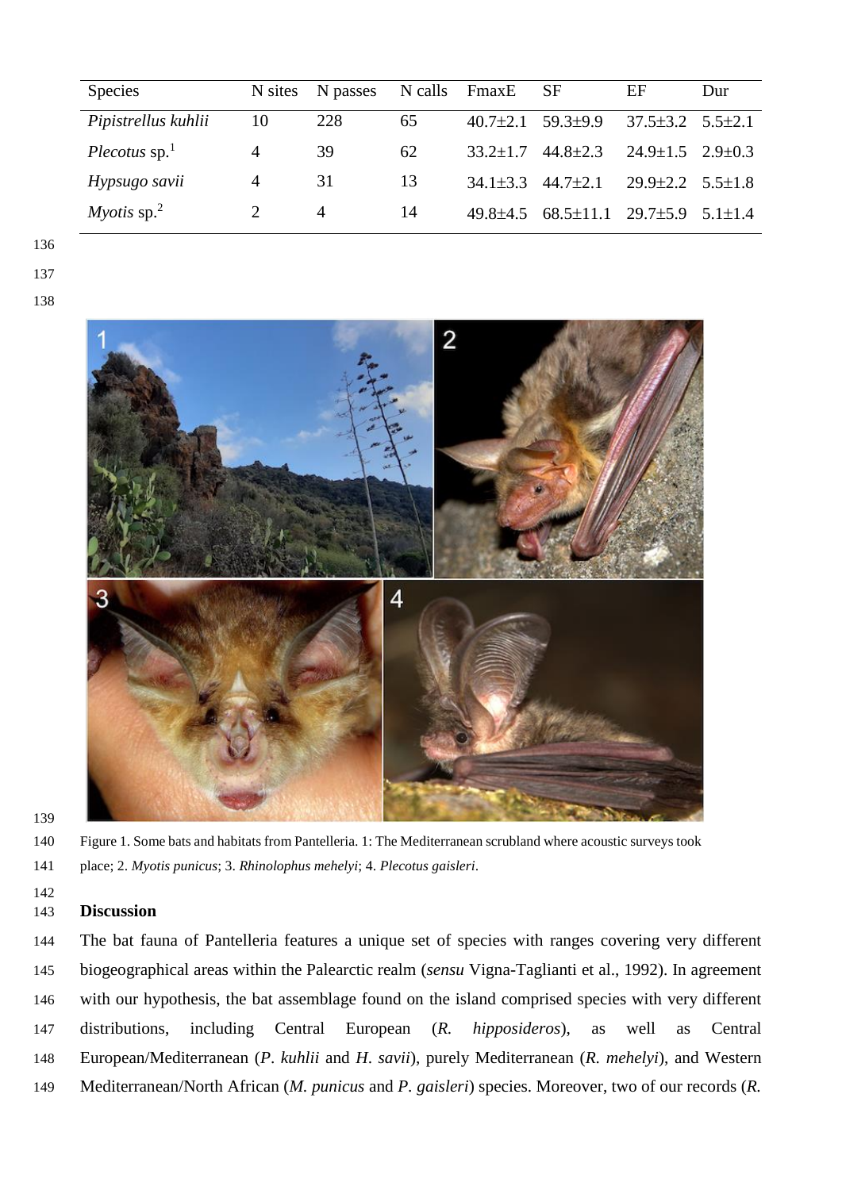| Species | N sites | N passes | N calls | FmaxE | SF | EF | Dur |
|---|---|---|---|---|---|---|---|
| *Pipistrellus kuhlii* | 10 | 228 | 65 | 40.7±2.1 | 59.3±9.9 | 37.5±3.2 | 5.5±2.1 |
| *Plecotus* sp.[1] | 4 | 39 | 62 | 33.2±1.7 | 44.8±2.3 | 24.9±1.5 | 2.9±0.3 |
| *Hypsugo savii* | 4 | 31 | 13 | 34.1±3.3 | 44.7±2.1 | 29.9±2.2 | 5.5±1.8 |
| *Myotis* sp.[2] | 2 | 4 | 14 | 49.8±4.5 | 68.5±11.1 | 29.7±5.9 | 5.1±1.4 |

Figure 1. Some bats and habitats from Pantelleria. 1: The Mediterranean scrubland where acoustic surveys took place; 2. *Myotis punicus*; 3. *Rhinolophus mehelyi*; 4. *Plecotus gaisleri*.

## Discussion

The bat fauna of Pantelleria features a unique set of species with ranges covering very different biogeographical areas within the Palearctic realm (*sensu* Vigna-Taglianti et al., 1992). In agreement with our hypothesis, the bat assemblage found on the island comprised species with very different distributions, including Central European (*R. hipposideros*), as well as Central European/Mediterranean (*P. kuhlii* and *H. savii*), purely Mediterranean (*R. mehelyi*), and Western Mediterranean/North African (*M. punicus* and *P. gaisleri*) species. Moreover, two of our records (*R.*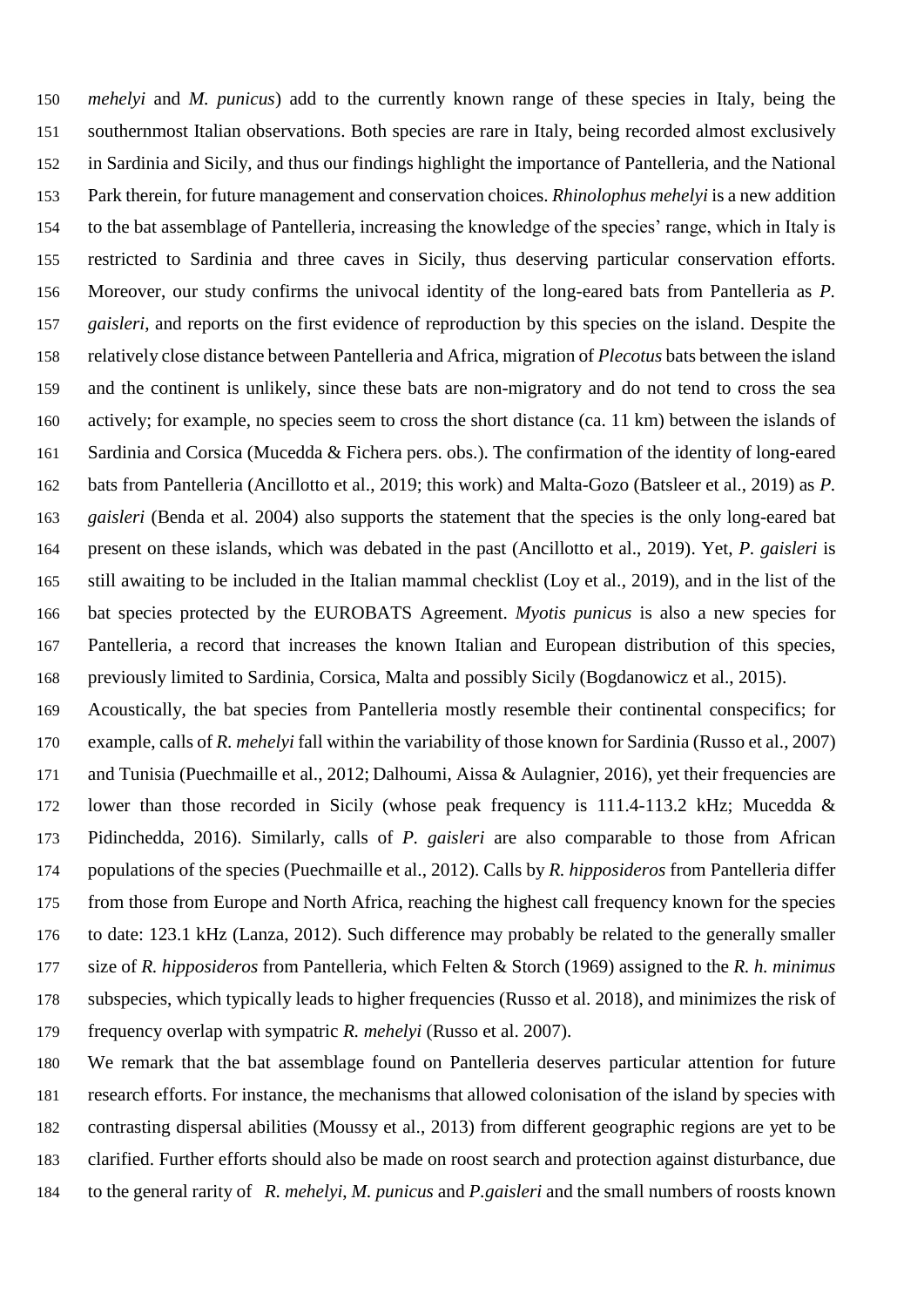*mehelyi* and *M. punicus*) add to the currently known range of these species in Italy, being the southernmost Italian observations. Both species are rare in Italy, being recorded almost exclusively in Sardinia and Sicily, and thus our findings highlight the importance of Pantelleria, and the National Park therein, for future management and conservation choices. *Rhinolophus mehelyi* is a new addition to the bat assemblage of Pantelleria, increasing the knowledge of the species' range, which in Italy is restricted to Sardinia and three caves in Sicily, thus deserving particular conservation efforts. Moreover, our study confirms the univocal identity of the long-eared bats from Pantelleria as *P. gaisleri*, and reports on the first evidence of reproduction by this species on the island. Despite the relatively close distance between Pantelleria and Africa, migration of *Plecotus* bats between the island and the continent is unlikely, since these bats are non-migratory and do not tend to cross the sea actively; for example, no species seem to cross the short distance (ca. 11 km) between the islands of Sardinia and Corsica (Mucedda & Fichera pers. obs.). The confirmation of the identity of long-eared bats from Pantelleria (Ancillotto et al., 2019; this work) and Malta-Gozo (Batsleer et al., 2019) as *P. gaisleri* (Benda et al. 2004) also supports the statement that the species is the only long-eared bat present on these islands, which was debated in the past (Ancillotto et al., 2019). Yet, *P. gaisleri* is still awaiting to be included in the Italian mammal checklist (Loy et al., 2019), and in the list of the bat species protected by the EUROBATS Agreement. *Myotis punicus* is also a new species for Pantelleria, a record that increases the known Italian and European distribution of this species, previously limited to Sardinia, Corsica, Malta and possibly Sicily (Bogdanowicz et al., 2015).

Acoustically, the bat species from Pantelleria mostly resemble their continental conspecifics; for example, calls of *R. mehelyi* fall within the variability of those known for Sardinia (Russo et al., 2007) and Tunisia (Puechmaille et al., 2012; Dalhoumi, Aissa & Aulagnier, 2016), yet their frequencies are lower than those recorded in Sicily (whose peak frequency is 111.4-113.2 kHz; Mucedda & Pidinchedda, 2016). Similarly, calls of *P. gaisleri* are also comparable to those from African populations of the species (Puechmaille et al., 2012). Calls by *R. hipposideros* from Pantelleria differ from those from Europe and North Africa, reaching the highest call frequency known for the species to date: 123.1 kHz (Lanza, 2012). Such difference may probably be related to the generally smaller size of *R. hipposideros* from Pantelleria, which Felten & Storch (1969) assigned to the *R. h. minimus* subspecies, which typically leads to higher frequencies (Russo et al. 2018), and minimizes the risk of frequency overlap with sympatric *R. mehelyi* (Russo et al. 2007).

We remark that the bat assemblage found on Pantelleria deserves particular attention for future research efforts. For instance, the mechanisms that allowed colonisation of the island by species with contrasting dispersal abilities (Moussy et al., 2013) from different geographic regions are yet to be clarified. Further efforts should also be made on roost search and protection against disturbance, due to the general rarity of *R. mehelyi*, *M. punicus* and *P.gaisleri* and the small numbers of roosts known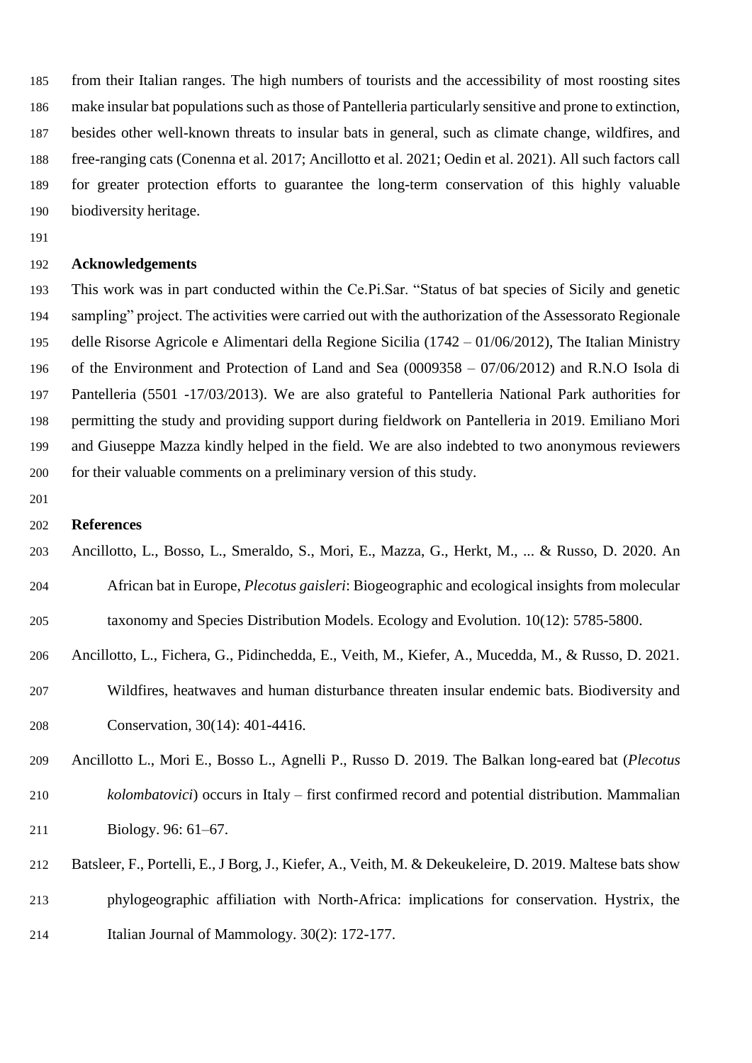from their Italian ranges. The high numbers of tourists and the accessibility of most roosting sites make insular bat populations such as those of Pantelleria particularly sensitive and prone to extinction, besides other well-known threats to insular bats in general, such as climate change, wildfires, and free-ranging cats (Conenna et al. 2017; Ancillotto et al. 2021; Oedin et al. 2021). All such factors call for greater protection efforts to guarantee the long-term conservation of this highly valuable biodiversity heritage.

## Acknowledgements

This work was in part conducted within the Ce.Pi.Sar. "Status of bat species of Sicily and genetic sampling" project. The activities were carried out with the authorization of the Assessorato Regionale delle Risorse Agricole e Alimentari della Regione Sicilia (1742 – 01/06/2012), The Italian Ministry of the Environment and Protection of Land and Sea (0009358 – 07/06/2012) and R.N.O Isola di Pantelleria (5501 -17/03/2013). We are also grateful to Pantelleria National Park authorities for permitting the study and providing support during fieldwork on Pantelleria in 2019. Emiliano Mori and Giuseppe Mazza kindly helped in the field. We are also indebted to two anonymous reviewers for their valuable comments on a preliminary version of this study.

## References

Ancillotto, L., Bosso, L., Smeraldo, S., Mori, E., Mazza, G., Herkt, M., ... & Russo, D. 2020. An African bat in Europe, *Plecotus gaisleri*: Biogeographic and ecological insights from molecular taxonomy and Species Distribution Models. Ecology and Evolution. 10(12): 5785-5800.

Ancillotto, L., Fichera, G., Pidinchedda, E., Veith, M., Kiefer, A., Mucedda, M., & Russo, D. 2021. Wildfires, heatwaves and human disturbance threaten insular endemic bats. Biodiversity and Conservation, 30(14): 401-4416.

Ancillotto L., Mori E., Bosso L., Agnelli P., Russo D. 2019. The Balkan long-eared bat (*Plecotus kolombatovici*) occurs in Italy – first confirmed record and potential distribution. Mammalian Biology. 96: 61–67.

Batsleer, F., Portelli, E., J Borg, J., Kiefer, A., Veith, M. & Dekeukeleire, D. 2019. Maltese bats show phylogeographic affiliation with North-Africa: implications for conservation. Hystrix, the Italian Journal of Mammology. 30(2): 172-177.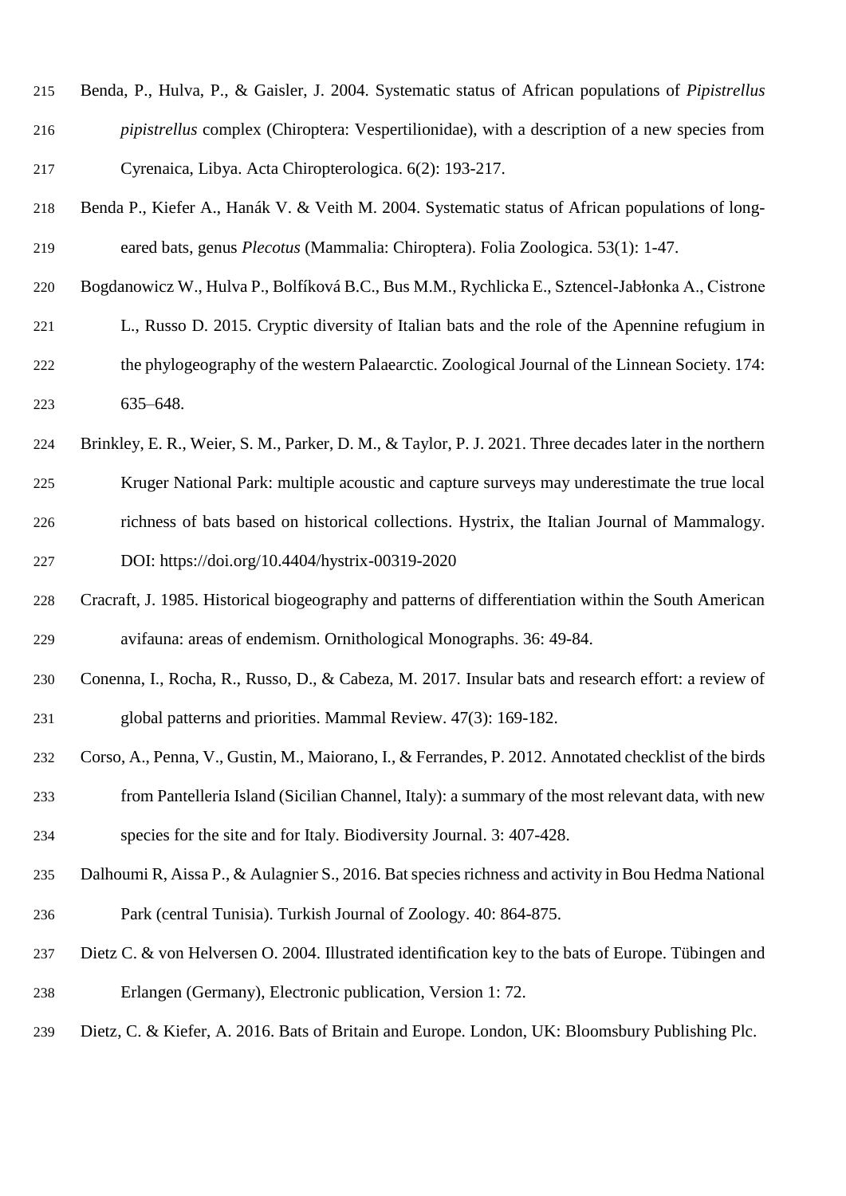Benda, P., Hulva, P., & Gaisler, J. 2004. Systematic status of African populations of *Pipistrellus pipistrellus* complex (Chiroptera: Vespertilionidae), with a description of a new species from Cyrenaica, Libya. Acta Chiropterologica. 6(2): 193-217.

Benda P., Kiefer A., Hanák V. & Veith M. 2004. Systematic status of African populations of long-eared bats, genus *Plecotus* (Mammalia: Chiroptera). Folia Zoologica. 53(1): 1-47.

Bogdanowicz W., Hulva P., Bolfíková B.C., Bus M.M., Rychlicka E., Sztencel-Jabłonka A., Cistrone L., Russo D. 2015. Cryptic diversity of Italian bats and the role of the Apennine refugium in the phylogeography of the western Palaearctic. Zoological Journal of the Linnean Society. 174: 635–648.

Brinkley, E. R., Weier, S. M., Parker, D. M., & Taylor, P. J. 2021. Three decades later in the northern Kruger National Park: multiple acoustic and capture surveys may underestimate the true local richness of bats based on historical collections. Hystrix, the Italian Journal of Mammalogy. DOI: https://doi.org/10.4404/hystrix-00319-2020

Cracraft, J. 1985. Historical biogeography and patterns of differentiation within the South American avifauna: areas of endemism. Ornithological Monographs. 36: 49-84.

Conenna, I., Rocha, R., Russo, D., & Cabeza, M. 2017. Insular bats and research effort: a review of global patterns and priorities. Mammal Review. 47(3): 169-182.

Corso, A., Penna, V., Gustin, M., Maiorano, I., & Ferrandes, P. 2012. Annotated checklist of the birds from Pantelleria Island (Sicilian Channel, Italy): a summary of the most relevant data, with new species for the site and for Italy. Biodiversity Journal. 3: 407-428.

Dalhoumi R, Aissa P., & Aulagnier S., 2016. Bat species richness and activity in Bou Hedma National Park (central Tunisia). Turkish Journal of Zoology. 40: 864-875.

Dietz C. & von Helversen O. 2004. Illustrated identification key to the bats of Europe. Tübingen and Erlangen (Germany), Electronic publication, Version 1: 72.

Dietz, C. & Kiefer, A. 2016. Bats of Britain and Europe. London, UK: Bloomsbury Publishing Plc.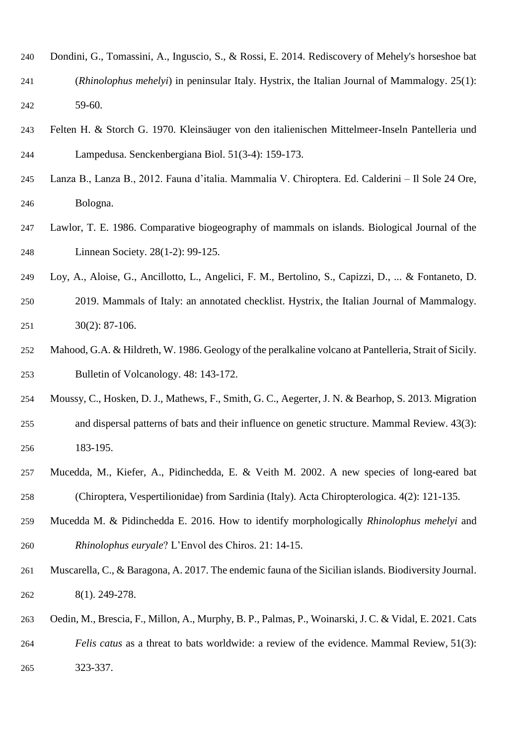Dondini, G., Tomassini, A., Inguscio, S., & Rossi, E. 2014. Rediscovery of Mehely's horseshoe bat (*Rhinolophus mehelyi*) in peninsular Italy. Hystrix, the Italian Journal of Mammalogy. 25(1): 59-60.

Felten H. & Storch G. 1970. Kleinsäuger von den italienischen Mittelmeer-Inseln Pantelleria und Lampedusa. Senckenbergiana Biol. 51(3-4): 159-173.

Lanza B., Lanza B., 2012. Fauna d'italia. Mammalia V. Chiroptera. Ed. Calderini – Il Sole 24 Ore, Bologna.

Lawlor, T. E. 1986. Comparative biogeography of mammals on islands. Biological Journal of the Linnean Society. 28(1-2): 99-125.

Loy, A., Aloise, G., Ancillotto, L., Angelici, F. M., Bertolino, S., Capizzi, D., ... & Fontaneto, D. 2019. Mammals of Italy: an annotated checklist. Hystrix, the Italian Journal of Mammalogy. 30(2): 87-106.

Mahood, G.A. & Hildreth, W. 1986. Geology of the peralkaline volcano at Pantelleria, Strait of Sicily. Bulletin of Volcanology. 48: 143-172.

Moussy, C., Hosken, D. J., Mathews, F., Smith, G. C., Aegerter, J. N. & Bearhop, S. 2013. Migration and dispersal patterns of bats and their influence on genetic structure. Mammal Review. 43(3): 183-195.

Mucedda, M., Kiefer, A., Pidinchedda, E. & Veith M. 2002. A new species of long-eared bat (Chiroptera, Vespertilionidae) from Sardinia (Italy). Acta Chiropterologica. 4(2): 121-135.

Mucedda M. & Pidinchedda E. 2016. How to identify morphologically *Rhinolophus mehelyi* and *Rhinolophus euryale*? L'Envol des Chiros. 21: 14-15.

Muscarella, C., & Baragona, A. 2017. The endemic fauna of the Sicilian islands. Biodiversity Journal. 8(1). 249-278.

Oedin, M., Brescia, F., Millon, A., Murphy, B. P., Palmas, P., Woinarski, J. C. & Vidal, E. 2021. Cats *Felis catus* as a threat to bats worldwide: a review of the evidence. Mammal Review, 51(3): 323-337.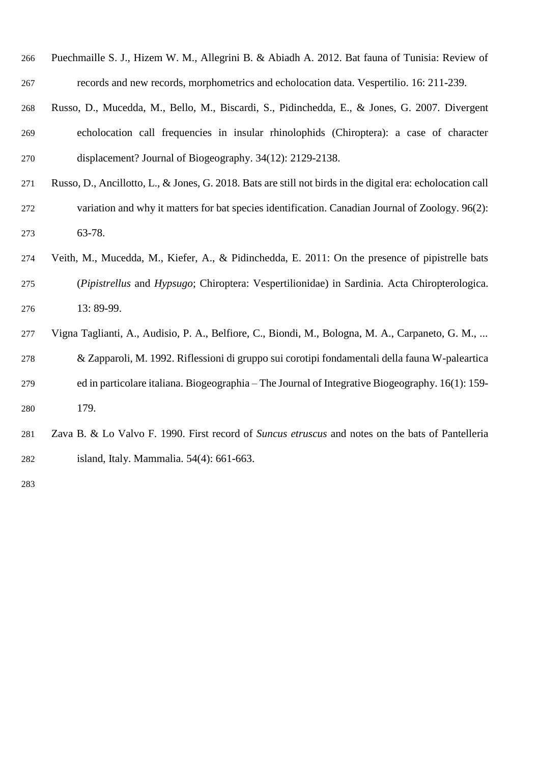Puechmaille S. J., Hizem W. M., Allegrini B. & Abiadh A. 2012. Bat fauna of Tunisia: Review of records and new records, morphometrics and echolocation data. Vespertilio. 16: 211-239.

Russo, D., Mucedda, M., Bello, M., Biscardi, S., Pidinchedda, E., & Jones, G. 2007. Divergent echolocation call frequencies in insular rhinolophids (Chiroptera): a case of character displacement? Journal of Biogeography. 34(12): 2129-2138.

Russo, D., Ancillotto, L., & Jones, G. 2018. Bats are still not birds in the digital era: echolocation call variation and why it matters for bat species identification. Canadian Journal of Zoology. 96(2): 63-78.

Veith, M., Mucedda, M., Kiefer, A., & Pidinchedda, E. 2011: On the presence of pipistrelle bats (*Pipistrellus* and *Hypsugo*; Chiroptera: Vespertilionidae) in Sardinia. Acta Chiropterologica. 13: 89-99.

Vigna Taglianti, A., Audisio, P. A., Belfiore, C., Biondi, M., Bologna, M. A., Carpaneto, G. M., ... & Zapparoli, M. 1992. Riflessioni di gruppo sui corotipi fondamentali della fauna W-paleartica ed in particolare italiana. Biogeographia – The Journal of Integrative Biogeography. 16(1): 159-179.

Zava B. & Lo Valvo F. 1990. First record of *Suncus etruscus* and notes on the bats of Pantelleria island, Italy. Mammalia. 54(4): 661-663.